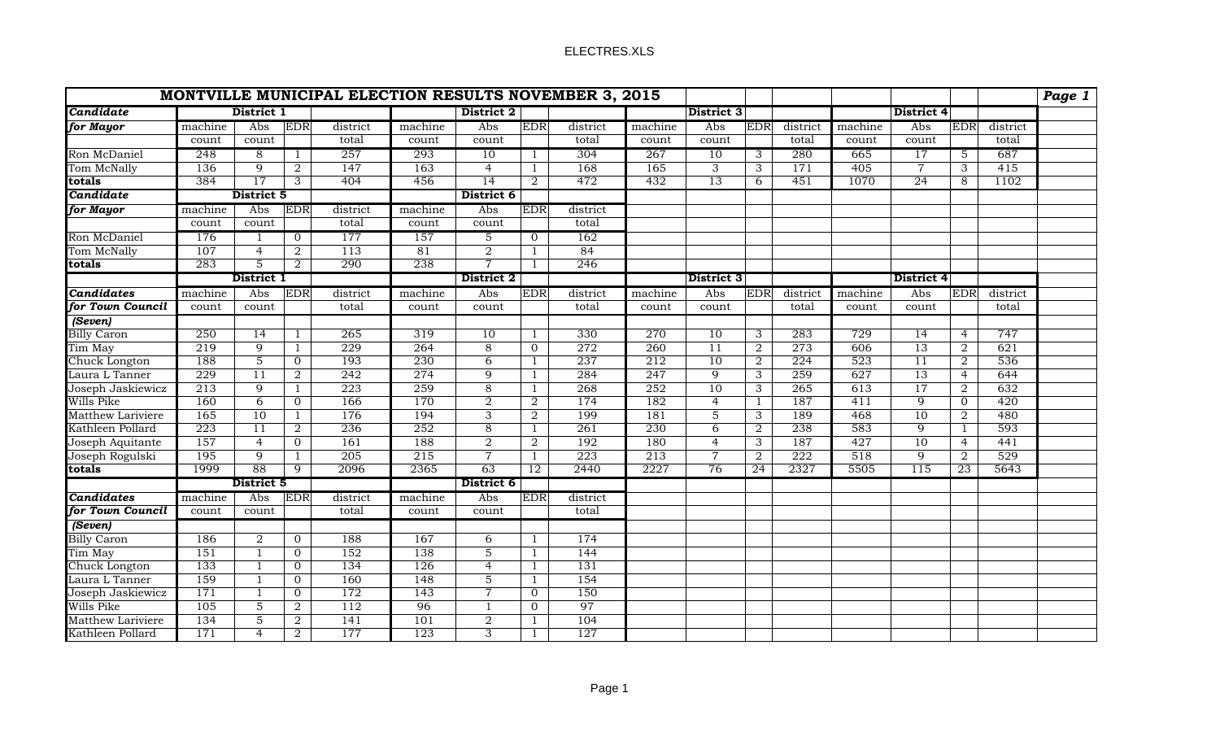# MONTVILLE MUNICIPAL ELECTION RESULTS NOVEMBER 3, 2015

| Candidate | District 1 | | | | District 2 | | | | District 3 | | | | District 4 | | | |
|---|---|---|---|---|---|---|---|---|---|---|---|---|---|---|---|---|
| ***for Mayor*** | machine count | Abs count | EDR | district total | machine count | Abs count | EDR | district total | machine count | Abs count | EDR | district total | machine count | Abs count | EDR | district total |
| Ron McDaniel | 248 | 8 | 1 | 257 | 293 | 10 | 1 | 304 | 267 | 10 | 3 | 280 | 665 | 17 | 5 | 687 |
| Tom McNally | 136 | 9 | 2 | 147 | 163 | 4 | 1 | 168 | 165 | 3 | 3 | 171 | 405 | 7 | 3 | 415 |
| **totals** | 384 | 17 | 3 | 404 | 456 | 14 | 2 | 472 | 432 | 13 | 6 | 451 | 1070 | 24 | 8 | 1102 |

| Candidate | District 5 | | | | District 6 | | | |
|---|---|---|---|---|---|---|---|---|
| ***for Mayor*** | machine count | Abs count | EDR | district total | machine count | Abs count | EDR | district total |
| Ron McDaniel | 176 | 1 | 0 | 177 | 157 | 5 | 0 | 162 |
| Tom McNally | 107 | 4 | 2 | 113 | 81 | 2 | 1 | 84 |
| **totals** | 283 | 5 | 2 | 290 | 238 | 7 | 1 | 246 |

| ***Candidates for Town Council (Seven)*** | District 1 | | | | District 2 | | | | District 3 | | | | District 4 | | | |
|---|---|---|---|---|---|---|---|---|---|---|---|---|---|---|---|---|
| | machine count | Abs count | EDR | district total | machine count | Abs count | EDR | district total | machine count | Abs count | EDR | district total | machine count | Abs count | EDR | district total |
| Billy Caron | 250 | 14 | 1 | 265 | 319 | 10 | 1 | 330 | 270 | 10 | 3 | 283 | 729 | 14 | 4 | 747 |
| Tim May | 219 | 9 | 1 | 229 | 264 | 8 | 0 | 272 | 260 | 11 | 2 | 273 | 606 | 13 | 2 | 621 |
| Chuck Longton | 188 | 5 | 0 | 193 | 230 | 6 | 1 | 237 | 212 | 10 | 2 | 224 | 523 | 11 | 2 | 536 |
| Laura L Tanner | 229 | 11 | 2 | 242 | 274 | 9 | 1 | 284 | 247 | 9 | 3 | 259 | 627 | 13 | 4 | 644 |
| Joseph Jaskiewicz | 213 | 9 | 1 | 223 | 259 | 8 | 1 | 268 | 252 | 10 | 3 | 265 | 613 | 17 | 2 | 632 |
| Wills Pike | 160 | 6 | 0 | 166 | 170 | 2 | 2 | 174 | 182 | 4 | 1 | 187 | 411 | 9 | 0 | 420 |
| Matthew Lariviere | 165 | 10 | 1 | 176 | 194 | 3 | 2 | 199 | 181 | 5 | 3 | 189 | 468 | 10 | 2 | 480 |
| Kathleen Pollard | 223 | 11 | 2 | 236 | 252 | 8 | 1 | 261 | 230 | 6 | 2 | 238 | 583 | 9 | 1 | 593 |
| Joseph Aquitante | 157 | 4 | 0 | 161 | 188 | 2 | 2 | 192 | 180 | 4 | 3 | 187 | 427 | 10 | 4 | 441 |
| Joseph Rogulski | 195 | 9 | 1 | 205 | 215 | 7 | 1 | 223 | 213 | 7 | 2 | 222 | 518 | 9 | 2 | 529 |
| **totals** | 1999 | 88 | 9 | 2096 | 2365 | 63 | 12 | 2440 | 2227 | 76 | 24 | 2327 | 5505 | 115 | 23 | 5643 |

| ***Candidates for Town Council (Seven)*** | District 5 | | | | District 6 | | | |
|---|---|---|---|---|---|---|---|---|
| | machine count | Abs count | EDR | district total | machine count | Abs count | EDR | district total |
| Billy Caron | 186 | 2 | 0 | 188 | 167 | 6 | 1 | 174 |
| Tim May | 151 | 1 | 0 | 152 | 138 | 5 | 1 | 144 |
| Chuck Longton | 133 | 1 | 0 | 134 | 126 | 4 | 1 | 131 |
| Laura L Tanner | 159 | 1 | 0 | 160 | 148 | 5 | 1 | 154 |
| Joseph Jaskiewicz | 171 | 1 | 0 | 172 | 143 | 7 | 0 | 150 |
| Wills Pike | 105 | 5 | 2 | 112 | 96 | 1 | 0 | 97 |
| Matthew Lariviere | 134 | 5 | 2 | 141 | 101 | 2 | 1 | 104 |
| Kathleen Pollard | 171 | 4 | 2 | 177 | 123 | 3 | 1 | 127 |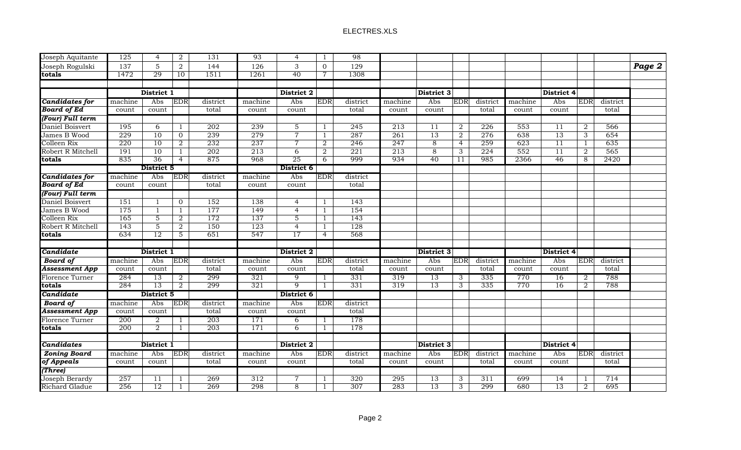| | | | | | | | | | | | | | | | | | |
|---|---|---|---|---|---|---|---|---|---|---|---|---|---|---|---|---|---|
| Joseph Aquitante | 125 | 4 | 2 | 131 | 93 | 4 | 1 | 98 | | | | | | | | | |
| Joseph Rogulski | 137 | 5 | 2 | 144 | 126 | 3 | 0 | 129 | | | | | | | | | |
| **totals** | 1472 | 29 | 10 | 1511 | 1261 | 40 | 7 | 1308 | | | | | | | | | |
| | | | | | | | | | | | | | | | | | |
| | **District 1** | | | | | **District 2** | | | | **District 3** | | | | **District 4** | | | |
| ***Candidates for*** | machine | Abs | EDR | district | machine | Abs | EDR | district | machine | Abs | EDR | district | machine | Abs | EDR | district |
| ***Board of Ed*** | count | count | | total | count | count | | total | count | count | | total | count | count | | total |
| ***(Four) Full term*** | | | | | | | | | | | | | | | | |
| Daniel Boisvert | 195 | 6 | 1 | 202 | 239 | 5 | 1 | 245 | 213 | 11 | 2 | 226 | 553 | 11 | 2 | 566 |
| James B Wood | 229 | 10 | 0 | 239 | 279 | 7 | 1 | 287 | 261 | 13 | 2 | 276 | 638 | 13 | 3 | 654 |
| Colleen Rix | 220 | 10 | 2 | 232 | 237 | 7 | 2 | 246 | 247 | 8 | 4 | 259 | 623 | 11 | 1 | 635 |
| Robert R Mitchell | 191 | 10 | 1 | 202 | 213 | 6 | 2 | 221 | 213 | 8 | 3 | 224 | 552 | 11 | 2 | 565 |
| **totals** | 835 | 36 | 4 | 875 | 968 | 25 | 6 | 999 | 934 | 40 | 11 | 985 | 2366 | 46 | 8 | 2420 |
| | **District 5** | | | | | **District 6** | | | | | | | | | | |
| ***Candidates for*** | machine | Abs | EDR | district | machine | Abs | EDR | district | | | | | | | | |
| ***Board of Ed*** | count | count | | total | count | count | | total | | | | | | | | |
| ***(Four) Full term*** | | | | | | | | | | | | | | | | |
| Daniel Boisvert | 151 | 1 | 0 | 152 | 138 | 4 | 1 | 143 | | | | | | | | |
| James B Wood | 175 | 1 | 1 | 177 | 149 | 4 | 1 | 154 | | | | | | | | |
| Colleen Rix | 165 | 5 | 2 | 172 | 137 | 5 | 1 | 143 | | | | | | | | |
| Robert R Mitchell | 143 | 5 | 2 | 150 | 123 | 4 | 1 | 128 | | | | | | | | |
| **totals** | 634 | 12 | 5 | 651 | 547 | 17 | 4 | 568 | | | | | | | | |
| | | | | | | | | | | | | | | | | |
| ***Candidate*** | **District 1** | | | | | **District 2** | | | | **District 3** | | | | **District 4** | | |
| ***Board of*** | machine | Abs | EDR | district | machine | Abs | EDR | district | machine | Abs | EDR | district | machine | Abs | EDR | district |
| ***Assessment App*** | count | count | | total | count | count | | total | count | count | | total | count | count | | total |
| Florence Turner | 284 | 13 | 2 | 299 | 321 | 9 | 1 | 331 | 319 | 13 | 3 | 335 | 770 | 16 | 2 | 788 |
| **totals** | 284 | 13 | 2 | 299 | 321 | 9 | 1 | 331 | 319 | 13 | 3 | 335 | 770 | 16 | 2 | 788 |
| ***Candidate*** | **District 5** | | | | | **District 6** | | | | | | | | | | |
| ***Board of*** | machine | Abs | EDR | district | machine | Abs | EDR | district | | | | | | | | |
| ***Assessment App*** | count | count | | total | count | count | | total | | | | | | | | |
| Florence Turner | 200 | 2 | 1 | 203 | 171 | 6 | 1 | 178 | | | | | | | | |
| **totals** | 200 | 2 | 1 | 203 | 171 | 6 | 1 | 178 | | | | | | | | |
| | | | | | | | | | | | | | | | | |
| ***Candidates*** | **District 1** | | | | | **District 2** | | | | **District 3** | | | | **District 4** | | |
| ***Zoning Board*** | machine | Abs | EDR | district | machine | Abs | EDR | district | machine | Abs | EDR | district | machine | Abs | EDR | district |
| ***of Appeals*** | count | count | | total | count | count | | total | count | count | | total | count | count | | total |
| ***(Three)*** | | | | | | | | | | | | | | | | |
| Joseph Berardy | 257 | 11 | 1 | 269 | 312 | 7 | 1 | 320 | 295 | 13 | 3 | 311 | 699 | 14 | 1 | 714 |
| Richard Gladue | 256 | 12 | 1 | 269 | 298 | 8 | 1 | 307 | 283 | 13 | 3 | 299 | 680 | 13 | 2 | 695 |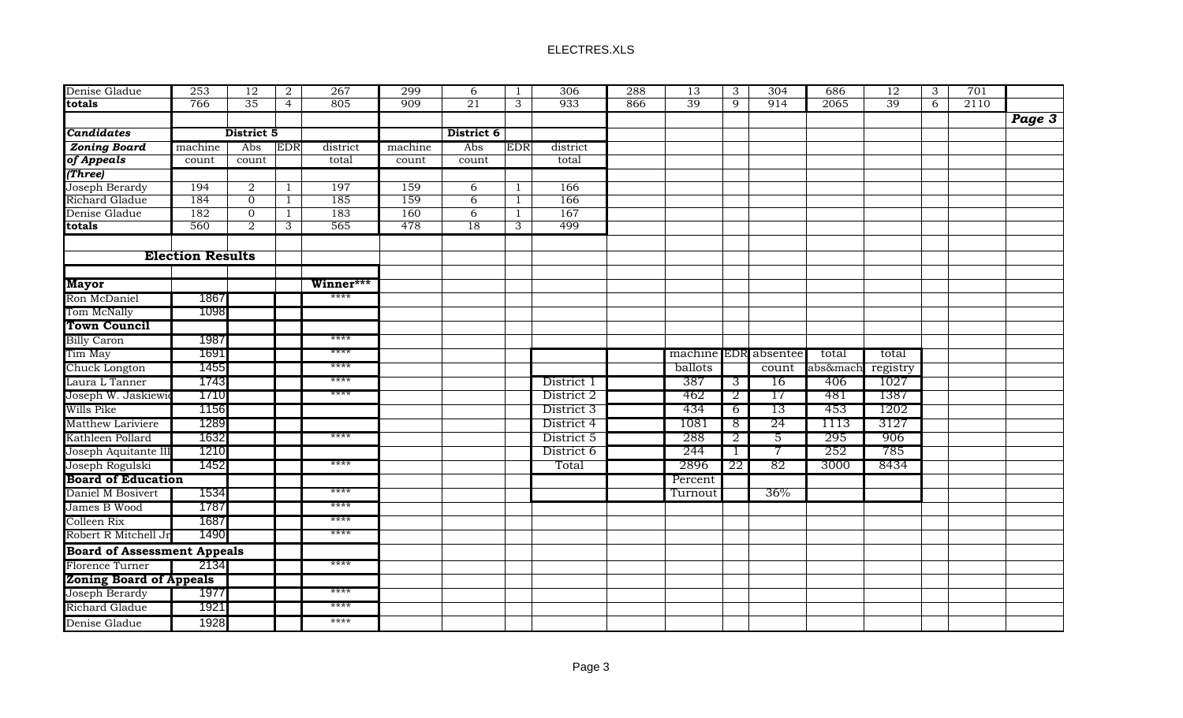| | | | | | | | | | | | | | | | | | |
|---|---|---|---|---|---|---|---|---|---|---|---|---|---|---|---|---|---|
| Denise Gladue | 253 | 12 | 2 | 267 | 299 | 6 | 1 | 306 | 288 | 13 | 3 | 304 | 686 | 12 | 3 | 701 | |
| **totals** | 766 | 35 | 4 | 805 | 909 | 21 | 3 | 933 | 866 | 39 | 9 | 914 | 2065 | 39 | 6 | 2110 | |
| | | | | | | | | | | | | | | | | | ***Page 3*** |
| ***Candidates*** | **District 5** | | | | | **District 6** | | | | | | | | | | | |
| ***Zoning Board*** | machine | Abs | EDR | district | machine | Abs | EDR | district | | | | | | | | | |
| ***of Appeals*** | count | count | | total | count | count | | total | | | | | | | | | |
| ***(Three)*** | | | | | | | | | | | | | | | | | |
| Joseph Berardy | 194 | 2 | 1 | 197 | 159 | 6 | 1 | 166 | | | | | | | | | |
| Richard Gladue | 184 | 0 | 1 | 185 | 159 | 6 | 1 | 166 | | | | | | | | | |
| Denise Gladue | 182 | 0 | 1 | 183 | 160 | 6 | 1 | 167 | | | | | | | | | |
| **totals** | 560 | 2 | 3 | 565 | 478 | 18 | 3 | 499 | | | | | | | | | |

## Election Results

| | | | | | | | | | | | | | | |
|---|---|---|---|---|---|---|---|---|---|---|---|---|---|---|
| **Mayor** | | | | **Winner\*\*\*** | | | | | | | | | | |
| Ron McDaniel | 1867 | | | \*\*\*\* | | | | | | | | | | |
| Tom McNally | 1098 | | | | | | | | | | | | | |
| **Town Council** | | | | | | | | | | | | | | |
| Billy Caron | 1987 | | | \*\*\*\* | | | | | | | | | | |
| Tim May | 1691 | | | \*\*\*\* | | | | | | machine | EDR | absentee | total | total |
| Chuck Longton | 1455 | | | \*\*\*\* | | | | | | ballots | | count | abs&mach | registry |
| Laura L Tanner | 1743 | | | \*\*\*\* | | | | District 1 | | 387 | 3 | 16 | 406 | 1027 |
| Joseph W. Jaskiewic | 1710 | | | \*\*\*\* | | | | District 2 | | 462 | 2 | 17 | 481 | 1387 |
| Wills Pike | 1156 | | | | | | | District 3 | | 434 | 6 | 13 | 453 | 1202 |
| Matthew Lariviere | 1289 | | | | | | | District 4 | | 1081 | 8 | 24 | 1113 | 3127 |
| Kathleen Pollard | 1632 | | | \*\*\*\* | | | | District 5 | | 288 | 2 | 5 | 295 | 906 |
| Joseph Aquitante III | 1210 | | | | | | | District 6 | | 244 | 1 | 7 | 252 | 785 |
| Joseph Rogulski | 1452 | | | \*\*\*\* | | | | Total | | 2896 | 22 | 82 | 3000 | 8434 |
| **Board of Education** | | | | | | | | | | Percent | | | | |
| Daniel M Bosivert | 1534 | | | \*\*\*\* | | | | | | Turnout | | 36% | | |
| James B Wood | 1787 | | | \*\*\*\* | | | | | | | | | | |
| Colleen Rix | 1687 | | | \*\*\*\* | | | | | | | | | | |
| Robert R Mitchell Jr | 1490 | | | \*\*\*\* | | | | | | | | | | |
| **Board of Assessment Appeals** | | | | | | | | | | | | | | |
| Florence Turner | 2134 | | | \*\*\*\* | | | | | | | | | | |
| **Zoning Board of Appeals** | | | | | | | | | | | | | | |
| Joseph Berardy | 1977 | | | \*\*\*\* | | | | | | | | | | |
| Richard Gladue | 1921 | | | \*\*\*\* | | | | | | | | | | |
| Denise Gladue | 1928 | | | \*\*\*\* | | | | | | | | | | |